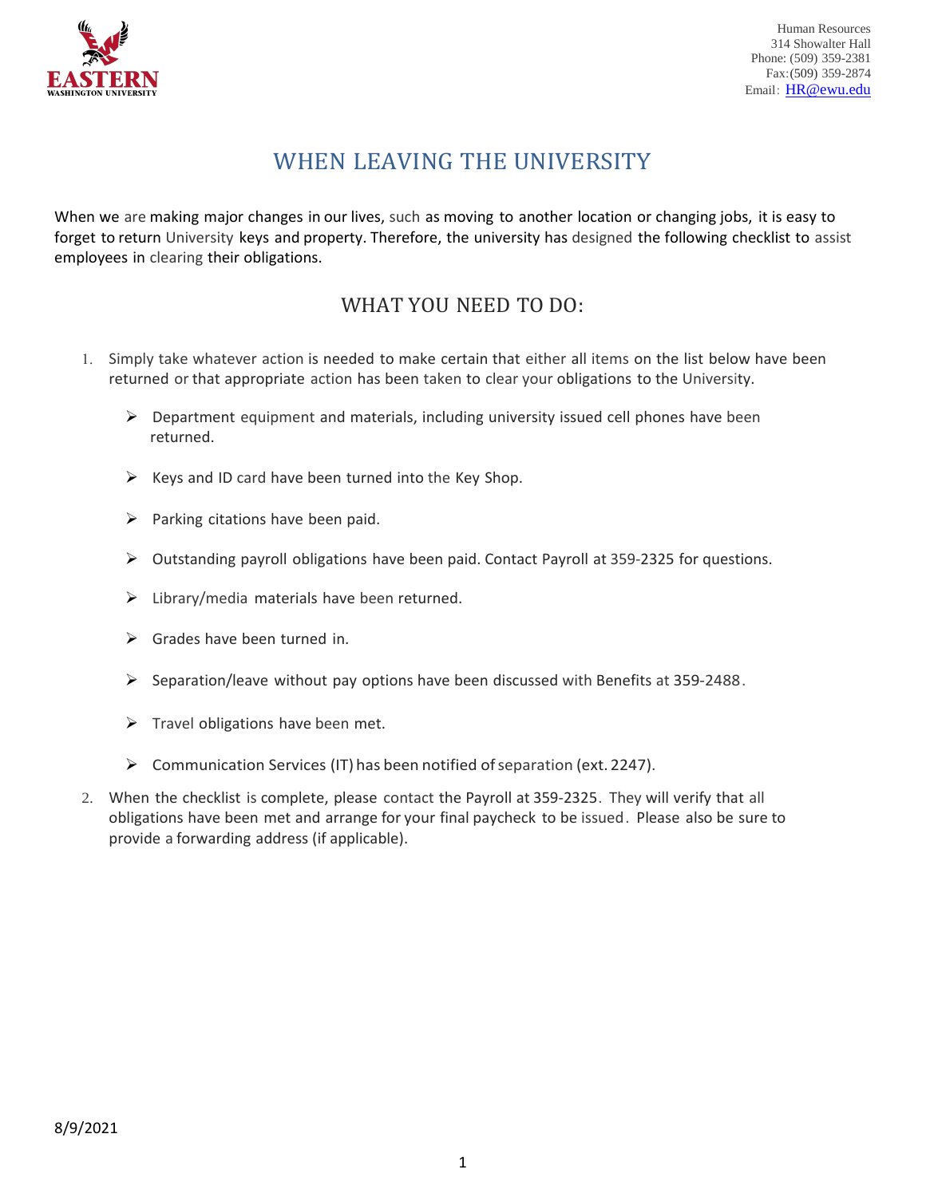Human Resources
314 Showalter Hall
Phone: (509) 359-2381
Fax: (509) 359-2874
Email: HR@ewu.edu

# WHEN LEAVING THE UNIVERSITY

When we are making major changes in our lives, such as moving to another location or changing jobs, it is easy to forget to return University keys and property. Therefore, the university has designed the following checklist to assist employees in clearing their obligations.

## WHAT YOU NEED TO DO:

1. Simply take whatever action is needed to make certain that either all items on the list below have been returned or that appropriate action has been taken to clear your obligations to the University.

   - Department equipment and materials, including university issued cell phones have been returned.
   - Keys and ID card have been turned into the Key Shop.
   - Parking citations have been paid.
   - Outstanding payroll obligations have been paid. Contact Payroll at 359-2325 for questions.
   - Library/media materials have been returned.
   - Grades have been turned in.
   - Separation/leave without pay options have been discussed with Benefits at 359-2488.
   - Travel obligations have been met.
   - Communication Services (IT) has been notified of separation (ext. 2247).

2. When the checklist is complete, please contact the Payroll at 359-2325. They will verify that all obligations have been met and arrange for your final paycheck to be issued. Please also be sure to provide a forwarding address (if applicable).

8/9/2021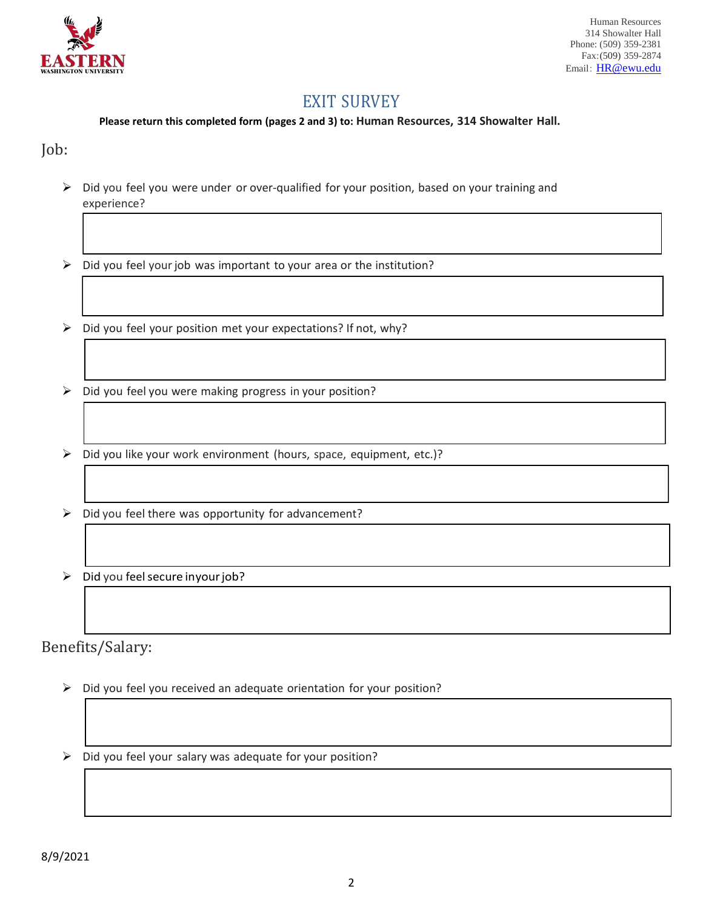Human Resources
314 Showalter Hall
Phone: (509) 359-2381
Fax: (509) 359-2874
Email: HR@ewu.edu

# EXIT SURVEY

**Please return this completed form (pages 2 and 3) to: Human Resources, 314 Showalter Hall.**

## Job:

- Did you feel you were under or over-qualified for your position, based on your training and experience?

- Did you feel your job was important to your area or the institution?

- Did you feel your position met your expectations? If not, why?

- Did you feel you were making progress in your position?

- Did you like your work environment (hours, space, equipment, etc.)?

- Did you feel there was opportunity for advancement?

- Did you feel secure in your job?

## Benefits/Salary:

- Did you feel you received an adequate orientation for your position?

- Did you feel your salary was adequate for your position?

8/9/2021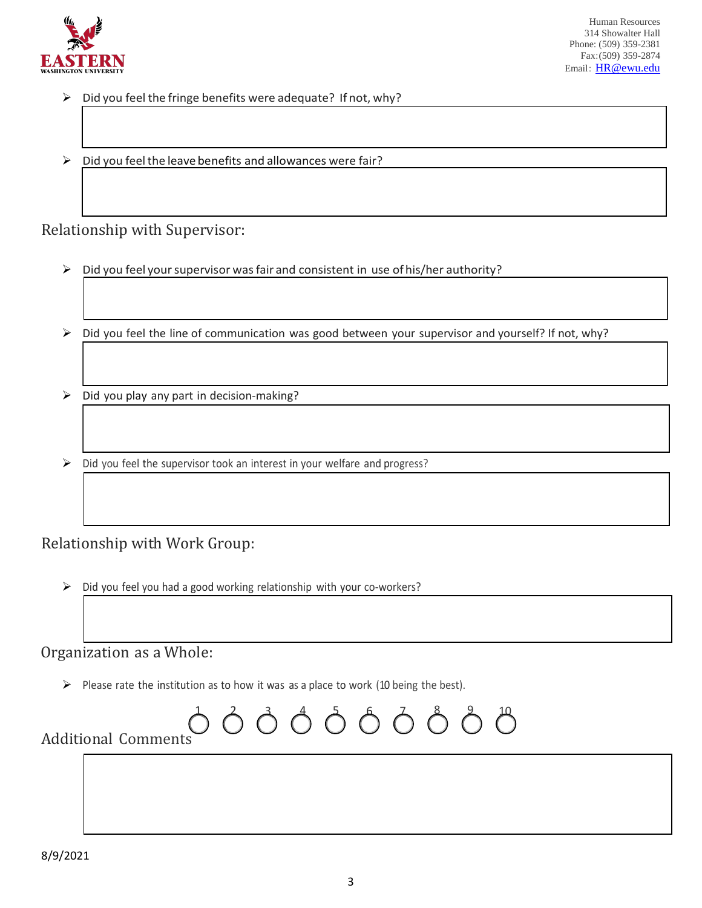- Did you feel the fringe benefits were adequate? If not, why?

- Did you feel the leave benefits and allowances were fair?

## Relationship with Supervisor:

- Did you feel your supervisor was fair and consistent in use of his/her authority?

- Did you feel the line of communication was good between your supervisor and yourself? If not, why?

- Did you play any part in decision-making?

- Did you feel the supervisor took an interest in your welfare and progress?

## Relationship with Work Group:

- Did you feel you had a good working relationship with your co-workers?

## Organization as a Whole:

- Please rate the institution as to how it was as a place to work (10 being the best).

○ 1 ○ 2 ○ 3 ○ 4 ○ 5 ○ 6 ○ 7 ○ 8 ○ 9 ○ 10

## Additional Comments

8/9/2021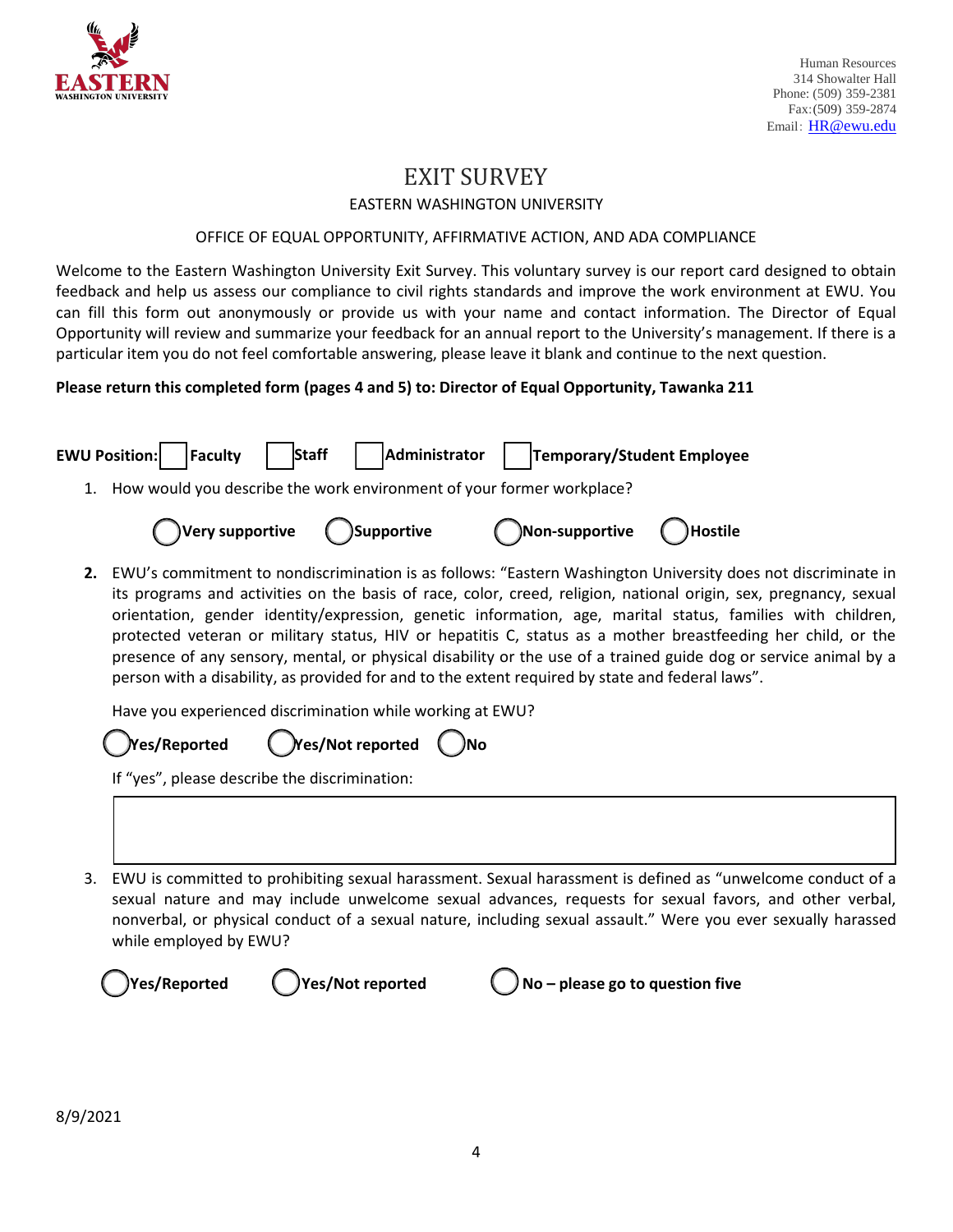Human Resources
314 Showalter Hall
Phone: (509) 359-2381
Fax: (509) 359-2874
Email: HR@ewu.edu

# EXIT SURVEY

## EASTERN WASHINGTON UNIVERSITY

### OFFICE OF EQUAL OPPORTUNITY, AFFIRMATIVE ACTION, AND ADA COMPLIANCE

Welcome to the Eastern Washington University Exit Survey. This voluntary survey is our report card designed to obtain feedback and help us assess our compliance to civil rights standards and improve the work environment at EWU. You can fill this form out anonymously or provide us with your name and contact information. The Director of Equal Opportunity will review and summarize your feedback for an annual report to the University's management. If there is a particular item you do not feel comfortable answering, please leave it blank and continue to the next question.

**Please return this completed form (pages 4 and 5) to: Director of Equal Opportunity, Tawanka 211**

**EWU Position:** ☐ **Faculty** ☐ **Staff** ☐ **Administrator** ☐ **Temporary/Student Employee**

1. How would you describe the work environment of your former workplace?

   ◯ **Very supportive** ◯ **Supportive** ◯ **Non-supportive** ◯ **Hostile**

2. EWU's commitment to nondiscrimination is as follows: "Eastern Washington University does not discriminate in its programs and activities on the basis of race, color, creed, religion, national origin, sex, pregnancy, sexual orientation, gender identity/expression, genetic information, age, marital status, families with children, protected veteran or military status, HIV or hepatitis C, status as a mother breastfeeding her child, or the presence of any sensory, mental, or physical disability or the use of a trained guide dog or service animal by a person with a disability, as provided for and to the extent required by state and federal laws".

   Have you experienced discrimination while working at EWU?

   ◯ **Yes/Reported** ◯ **Yes/Not reported** ◯ **No**

   If "yes", please describe the discrimination:

   ______________________________________________

3. EWU is committed to prohibiting sexual harassment. Sexual harassment is defined as "unwelcome conduct of a sexual nature and may include unwelcome sexual advances, requests for sexual favors, and other verbal, nonverbal, or physical conduct of a sexual nature, including sexual assault." Were you ever sexually harassed while employed by EWU?

   ◯ **Yes/Reported** ◯ **Yes/Not reported** ◯ **No – please go to question five**

8/9/2021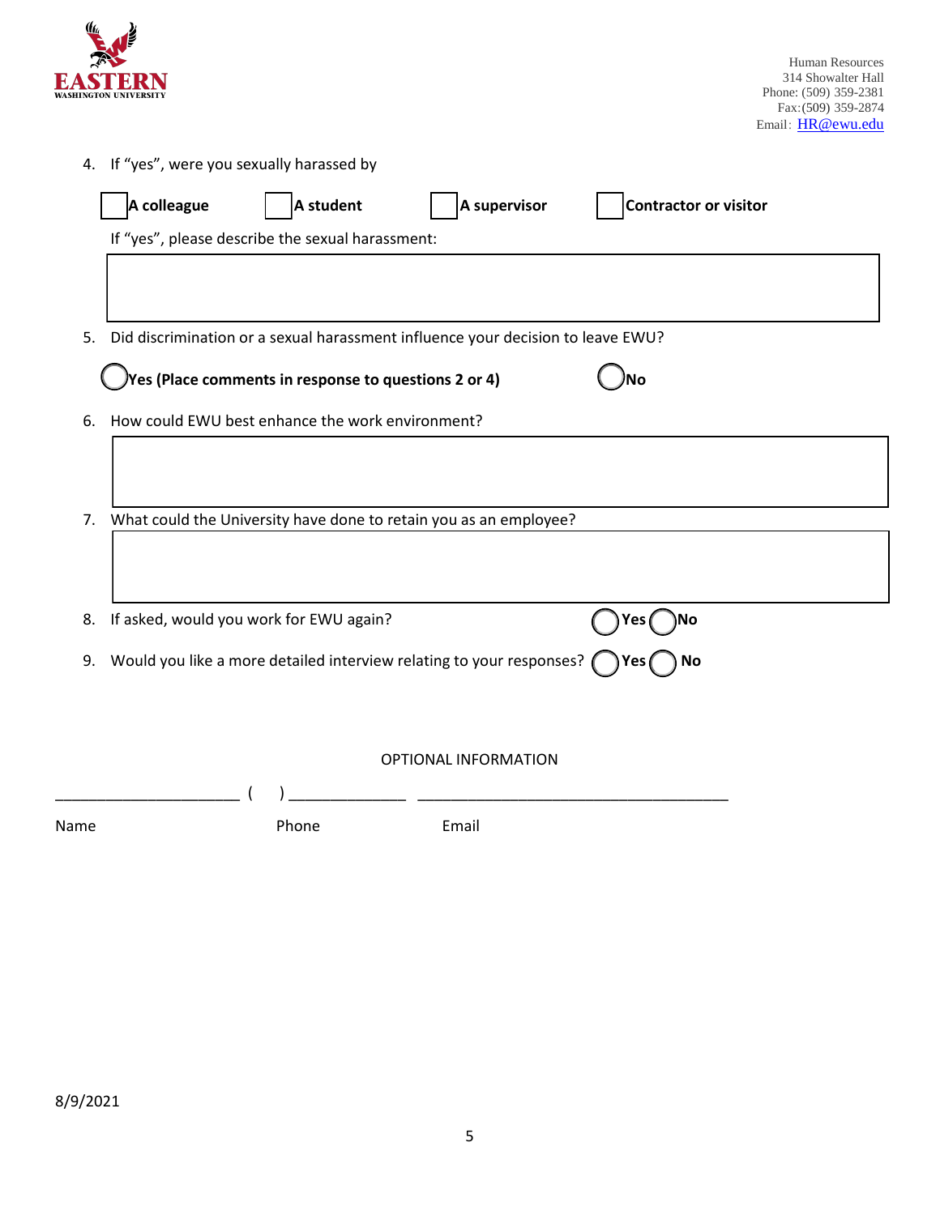Human Resources
314 Showalter Hall
Phone: (509) 359-2381
Fax: (509) 359-2874
Email: HR@ewu.edu

4. If "yes", were you sexually harassed by

   ☐ **A colleague** ☐ **A student** ☐ **A supervisor** ☐ **Contractor or visitor**

   If "yes", please describe the sexual harassment:

   | |
   |---|
   | |

5. Did discrimination or a sexual harassment influence your decision to leave EWU?

   ◯ **Yes (Place comments in response to questions 2 or 4)** ◯ **No**

6. How could EWU best enhance the work environment?

   | |
   |---|
   | |

7. What could the University have done to retain you as an employee?

   | |
   |---|
   | |

8. If asked, would you work for EWU again? ◯ **Yes** ◯ **No**

9. Would you like a more detailed interview relating to your responses? ◯ **Yes** ◯ **No**

OPTIONAL INFORMATION

_____________________ (    ) _____________ ___________________________________

Name Phone Email

8/9/2021